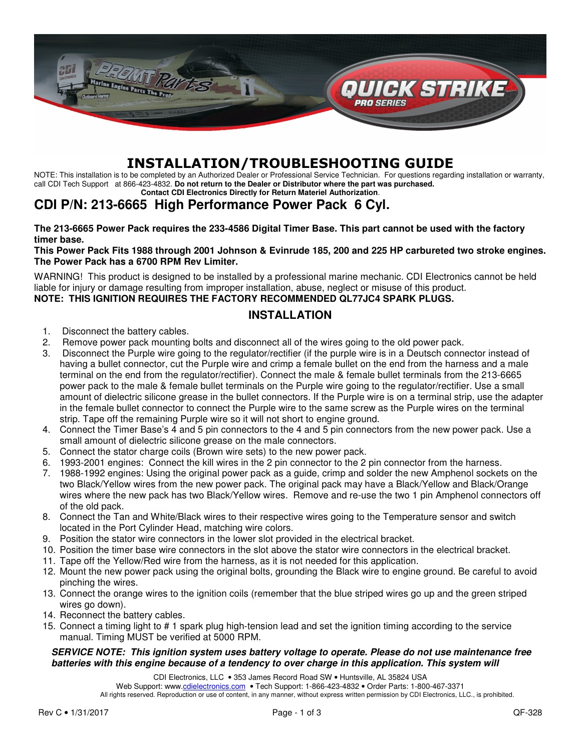# INSTALLATION/TROUBLESHOOTING GUIDE

NOTE: This installation is to be completed by an Authorized Dealer or Professional Service Technician. For questions regarding installation or warranty, call CDI Tech Support at 866-423-4832. **Do not return to the Dealer or Distributor where the part was purchased. Contact CDI Electronics Directly for Return Materiel Authorization**.

## CDI P/N: 213-6665 High Performance Power Pack 6 Cyl.

**The 213-6665 Power Pack requires the 233-4586 Digital Timer Base. This part cannot be used with the factory timer base.**

**This Power Pack Fits 1988 through 2001 Johnson & Evinrude 185, 200 and 225 HP carbureted two stroke engines. The Power Pack has a 6700 RPM Rev Limiter.**

WARNING! This product is designed to be installed by a professional marine mechanic. CDI Electronics cannot be held liable for injury or damage resulting from improper installation, abuse, neglect or misuse of this product.

**NOTE: THIS IGNITION REQUIRES THE FACTORY RECOMMENDED QL77JC4 SPARK PLUGS.**

### INSTALLATION

1. Disconnect the battery cables.
2. Remove power pack mounting bolts and disconnect all of the wires going to the old power pack.
3. Disconnect the Purple wire going to the regulator/rectifier (if the purple wire is in a Deutsch connector instead of having a bullet connector, cut the Purple wire and crimp a female bullet on the end from the harness and a male terminal on the end from the regulator/rectifier). Connect the male & female bullet terminals from the 213-6665 power pack to the male & female bullet terminals on the Purple wire going to the regulator/rectifier. Use a small amount of dielectric silicone grease in the bullet connectors. If the Purple wire is on a terminal strip, use the adapter in the female bullet connector to connect the Purple wire to the same screw as the Purple wires on the terminal strip. Tape off the remaining Purple wire so it will not short to engine ground.
4. Connect the Timer Base's 4 and 5 pin connectors to the 4 and 5 pin connectors from the new power pack. Use a small amount of dielectric silicone grease on the male connectors.
5. Connect the stator charge coils (Brown wire sets) to the new power pack.
6. 1993-2001 engines: Connect the kill wires in the 2 pin connector to the 2 pin connector from the harness.
7. 1988-1992 engines: Using the original power pack as a guide, crimp and solder the new Amphenol sockets on the two Black/Yellow wires from the new power pack. The original pack may have a Black/Yellow and Black/Orange wires where the new pack has two Black/Yellow wires. Remove and re-use the two 1 pin Amphenol connectors off of the old pack.
8. Connect the Tan and White/Black wires to their respective wires going to the Temperature sensor and switch located in the Port Cylinder Head, matching wire colors.
9. Position the stator wire connectors in the lower slot provided in the electrical bracket.
10. Position the timer base wire connectors in the slot above the stator wire connectors in the electrical bracket.
11. Tape off the Yellow/Red wire from the harness, as it is not needed for this application.
12. Mount the new power pack using the original bolts, grounding the Black wire to engine ground. Be careful to avoid pinching the wires.
13. Connect the orange wires to the ignition coils (remember that the blue striped wires go up and the green striped wires go down).
14. Reconnect the battery cables.
15. Connect a timing light to # 1 spark plug high-tension lead and set the ignition timing according to the service manual. Timing MUST be verified at 5000 RPM.

***SERVICE NOTE: This ignition system uses battery voltage to operate. Please do not use maintenance free batteries with this engine because of a tendency to over charge in this application. This system will***

CDI Electronics, LLC • 353 James Record Road SW • Huntsville, AL 35824 USA
Web Support: www.cdielectronics.com • Tech Support: 1-866-423-4832 • Order Parts: 1-800-467-3371
All rights reserved. Reproduction or use of content, in any manner, without express written permission by CDI Electronics, LLC., is prohibited.

Rev C • 1/31/2017 QF-328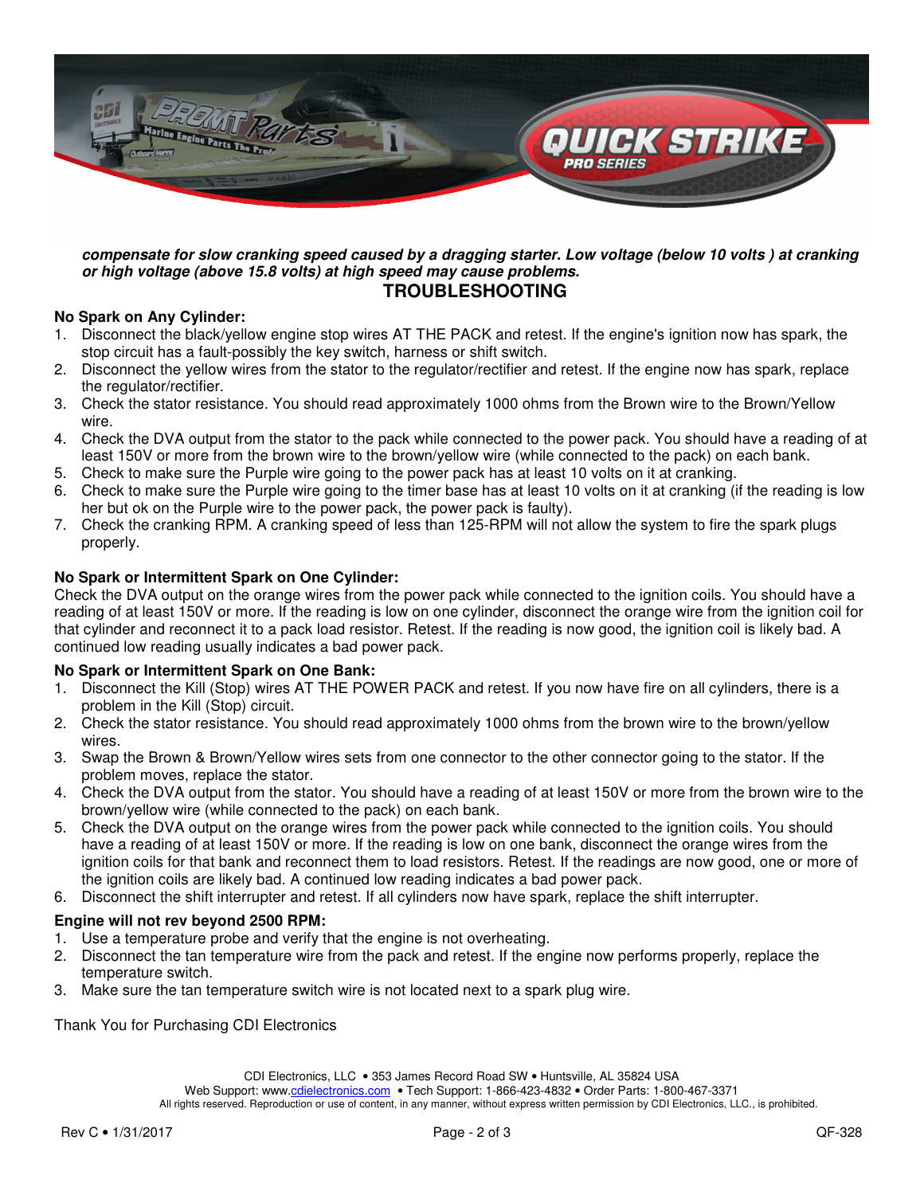***compensate for slow cranking speed caused by a dragging starter. Low voltage (below 10 volts ) at cranking or high voltage (above 15.8 volts) at high speed may cause problems.***

## TROUBLESHOOTING

**No Spark on Any Cylinder:**

1. Disconnect the black/yellow engine stop wires AT THE PACK and retest. If the engine's ignition now has spark, the stop circuit has a fault-possibly the key switch, harness or shift switch.
2. Disconnect the yellow wires from the stator to the regulator/rectifier and retest. If the engine now has spark, replace the regulator/rectifier.
3. Check the stator resistance. You should read approximately 1000 ohms from the Brown wire to the Brown/Yellow wire.
4. Check the DVA output from the stator to the pack while connected to the power pack. You should have a reading of at least 150V or more from the brown wire to the brown/yellow wire (while connected to the pack) on each bank.
5. Check to make sure the Purple wire going to the power pack has at least 10 volts on it at cranking.
6. Check to make sure the Purple wire going to the timer base has at least 10 volts on it at cranking (if the reading is low her but ok on the Purple wire to the power pack, the power pack is faulty).
7. Check the cranking RPM. A cranking speed of less than 125-RPM will not allow the system to fire the spark plugs properly.

**No Spark or Intermittent Spark on One Cylinder:**

Check the DVA output on the orange wires from the power pack while connected to the ignition coils. You should have a reading of at least 150V or more. If the reading is low on one cylinder, disconnect the orange wire from the ignition coil for that cylinder and reconnect it to a pack load resistor. Retest. If the reading is now good, the ignition coil is likely bad. A continued low reading usually indicates a bad power pack.

**No Spark or Intermittent Spark on One Bank:**

1. Disconnect the Kill (Stop) wires AT THE POWER PACK and retest. If you now have fire on all cylinders, there is a problem in the Kill (Stop) circuit.
2. Check the stator resistance. You should read approximately 1000 ohms from the brown wire to the brown/yellow wires.
3. Swap the Brown & Brown/Yellow wires sets from one connector to the other connector going to the stator. If the problem moves, replace the stator.
4. Check the DVA output from the stator. You should have a reading of at least 150V or more from the brown wire to the brown/yellow wire (while connected to the pack) on each bank.
5. Check the DVA output on the orange wires from the power pack while connected to the ignition coils. You should have a reading of at least 150V or more. If the reading is low on one bank, disconnect the orange wires from the ignition coils for that bank and reconnect them to load resistors. Retest. If the readings are now good, one or more of the ignition coils are likely bad. A continued low reading indicates a bad power pack.
6. Disconnect the shift interrupter and retest. If all cylinders now have spark, replace the shift interrupter.

**Engine will not rev beyond 2500 RPM:**

1. Use a temperature probe and verify that the engine is not overheating.
2. Disconnect the tan temperature wire from the pack and retest. If the engine now performs properly, replace the temperature switch.
3. Make sure the tan temperature switch wire is not located next to a spark plug wire.

Thank You for Purchasing CDI Electronics

CDI Electronics, LLC • 353 James Record Road SW • Huntsville, AL 35824 USA
Web Support: www.cdielectronics.com • Tech Support: 1-866-423-4832 • Order Parts: 1-800-467-3371
All rights reserved. Reproduction or use of content, in any manner, without express written permission by CDI Electronics, LLC., is prohibited.

Rev C • 1/31/2017 QF-328